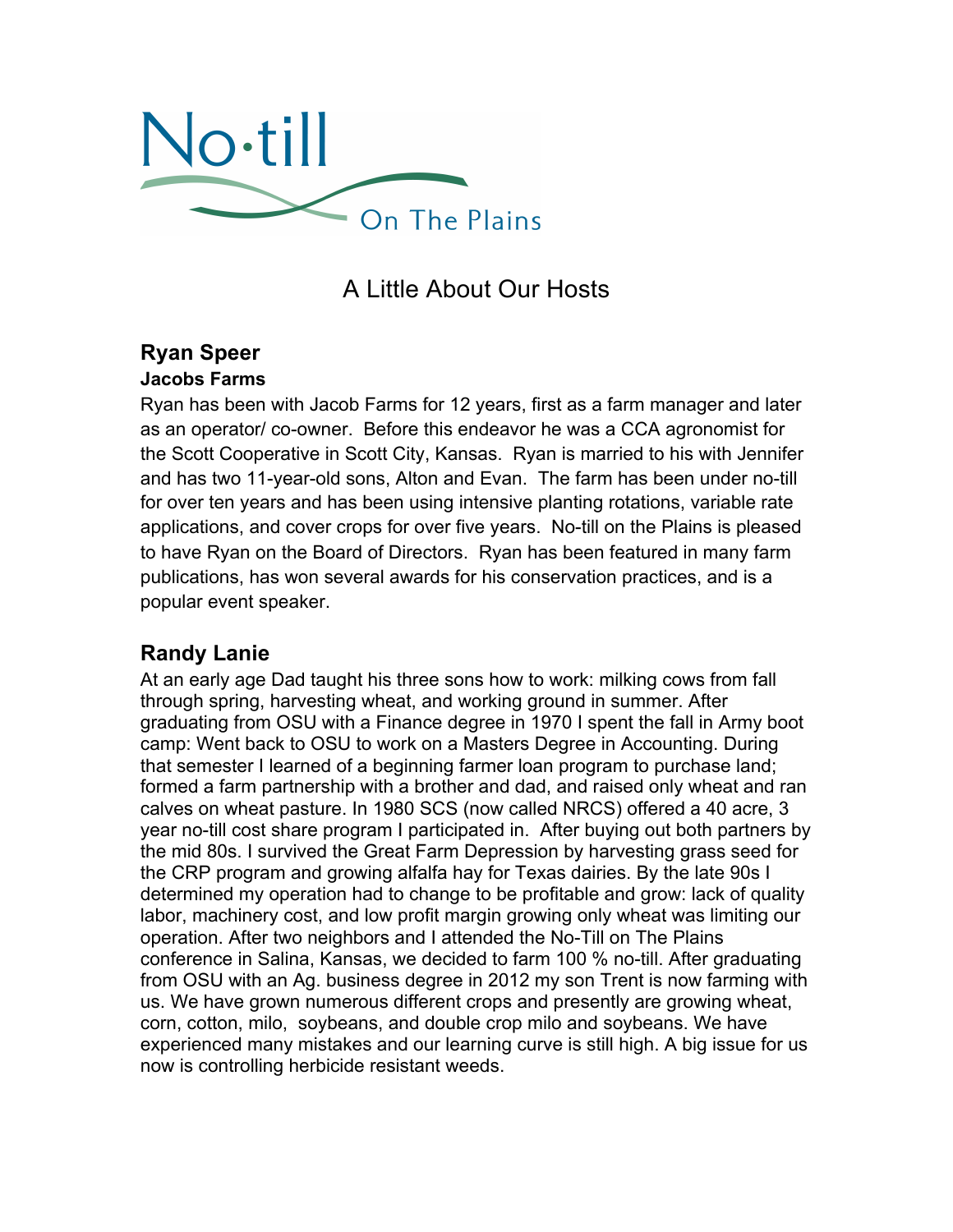No·till On The Plains

## A Little About Our Hosts

### Ryan Speer

**Jacobs Farms**

Ryan has been with Jacob Farms for 12 years, first as a farm manager and later as an operator/ co-owner. Before this endeavor he was a CCA agronomist for the Scott Cooperative in Scott City, Kansas. Ryan is married to his with Jennifer and has two 11-year-old sons, Alton and Evan. The farm has been under no-till for over ten years and has been using intensive planting rotations, variable rate applications, and cover crops for over five years. No-till on the Plains is pleased to have Ryan on the Board of Directors. Ryan has been featured in many farm publications, has won several awards for his conservation practices, and is a popular event speaker.

### Randy Lanie

At an early age Dad taught his three sons how to work: milking cows from fall through spring, harvesting wheat, and working ground in summer. After graduating from OSU with a Finance degree in 1970 I spent the fall in Army boot camp: Went back to OSU to work on a Masters Degree in Accounting. During that semester I learned of a beginning farmer loan program to purchase land; formed a farm partnership with a brother and dad, and raised only wheat and ran calves on wheat pasture. In 1980 SCS (now called NRCS) offered a 40 acre, 3 year no-till cost share program I participated in. After buying out both partners by the mid 80s. I survived the Great Farm Depression by harvesting grass seed for the CRP program and growing alfalfa hay for Texas dairies. By the late 90s I determined my operation had to change to be profitable and grow: lack of quality labor, machinery cost, and low profit margin growing only wheat was limiting our operation. After two neighbors and I attended the No-Till on The Plains conference in Salina, Kansas, we decided to farm 100 % no-till. After graduating from OSU with an Ag. business degree in 2012 my son Trent is now farming with us. We have grown numerous different crops and presently are growing wheat, corn, cotton, milo, soybeans, and double crop milo and soybeans. We have experienced many mistakes and our learning curve is still high. A big issue for us now is controlling herbicide resistant weeds.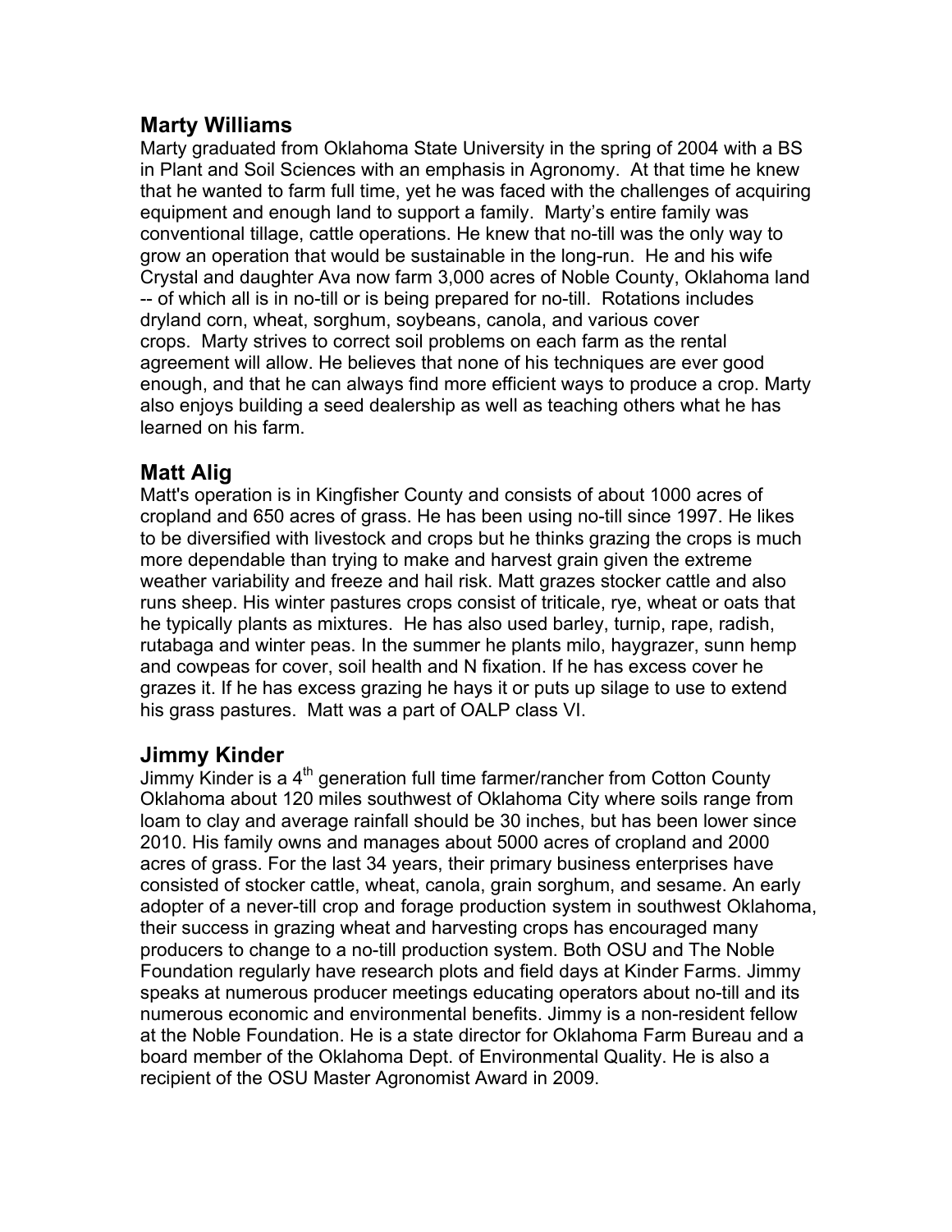## Marty Williams

Marty graduated from Oklahoma State University in the spring of 2004 with a BS in Plant and Soil Sciences with an emphasis in Agronomy. At that time he knew that he wanted to farm full time, yet he was faced with the challenges of acquiring equipment and enough land to support a family. Marty's entire family was conventional tillage, cattle operations. He knew that no-till was the only way to grow an operation that would be sustainable in the long-run. He and his wife Crystal and daughter Ava now farm 3,000 acres of Noble County, Oklahoma land -- of which all is in no-till or is being prepared for no-till. Rotations includes dryland corn, wheat, sorghum, soybeans, canola, and various cover crops. Marty strives to correct soil problems on each farm as the rental agreement will allow. He believes that none of his techniques are ever good enough, and that he can always find more efficient ways to produce a crop. Marty also enjoys building a seed dealership as well as teaching others what he has learned on his farm.

## Matt Alig

Matt's operation is in Kingfisher County and consists of about 1000 acres of cropland and 650 acres of grass. He has been using no-till since 1997. He likes to be diversified with livestock and crops but he thinks grazing the crops is much more dependable than trying to make and harvest grain given the extreme weather variability and freeze and hail risk. Matt grazes stocker cattle and also runs sheep. His winter pastures crops consist of triticale, rye, wheat or oats that he typically plants as mixtures. He has also used barley, turnip, rape, radish, rutabaga and winter peas. In the summer he plants milo, haygrazer, sunn hemp and cowpeas for cover, soil health and N fixation. If he has excess cover he grazes it. If he has excess grazing he hays it or puts up silage to use to extend his grass pastures. Matt was a part of OALP class VI.

## Jimmy Kinder

Jimmy Kinder is a 4th generation full time farmer/rancher from Cotton County Oklahoma about 120 miles southwest of Oklahoma City where soils range from loam to clay and average rainfall should be 30 inches, but has been lower since 2010. His family owns and manages about 5000 acres of cropland and 2000 acres of grass. For the last 34 years, their primary business enterprises have consisted of stocker cattle, wheat, canola, grain sorghum, and sesame. An early adopter of a never-till crop and forage production system in southwest Oklahoma, their success in grazing wheat and harvesting crops has encouraged many producers to change to a no-till production system. Both OSU and The Noble Foundation regularly have research plots and field days at Kinder Farms. Jimmy speaks at numerous producer meetings educating operators about no-till and its numerous economic and environmental benefits. Jimmy is a non-resident fellow at the Noble Foundation. He is a state director for Oklahoma Farm Bureau and a board member of the Oklahoma Dept. of Environmental Quality. He is also a recipient of the OSU Master Agronomist Award in 2009.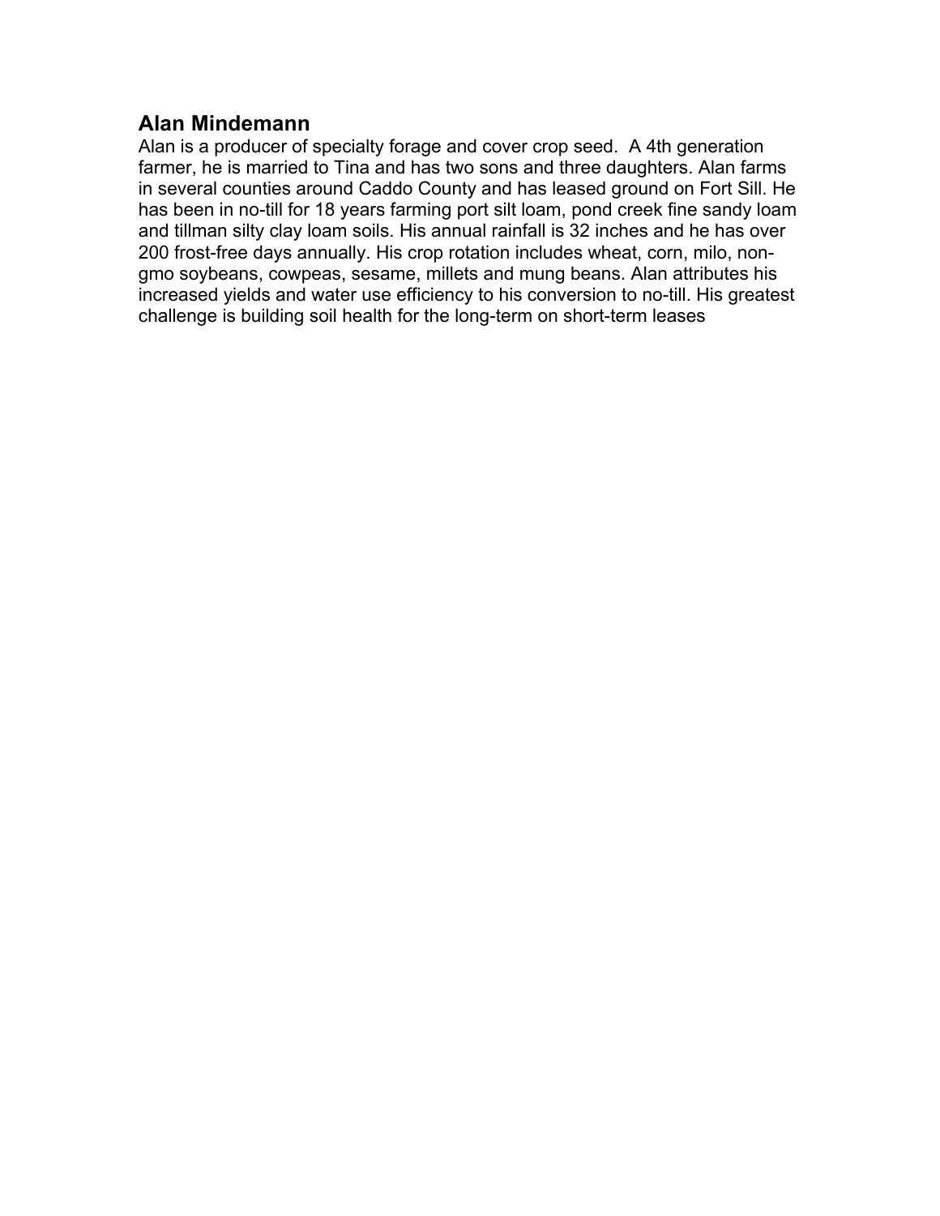### Alan Mindemann

Alan is a producer of specialty forage and cover crop seed. A 4th generation farmer, he is married to Tina and has two sons and three daughters. Alan farms in several counties around Caddo County and has leased ground on Fort Sill. He has been in no-till for 18 years farming port silt loam, pond creek fine sandy loam and tillman silty clay loam soils. His annual rainfall is 32 inches and he has over 200 frost-free days annually. His crop rotation includes wheat, corn, milo, non-gmo soybeans, cowpeas, sesame, millets and mung beans. Alan attributes his increased yields and water use efficiency to his conversion to no-till. His greatest challenge is building soil health for the long-term on short-term leases